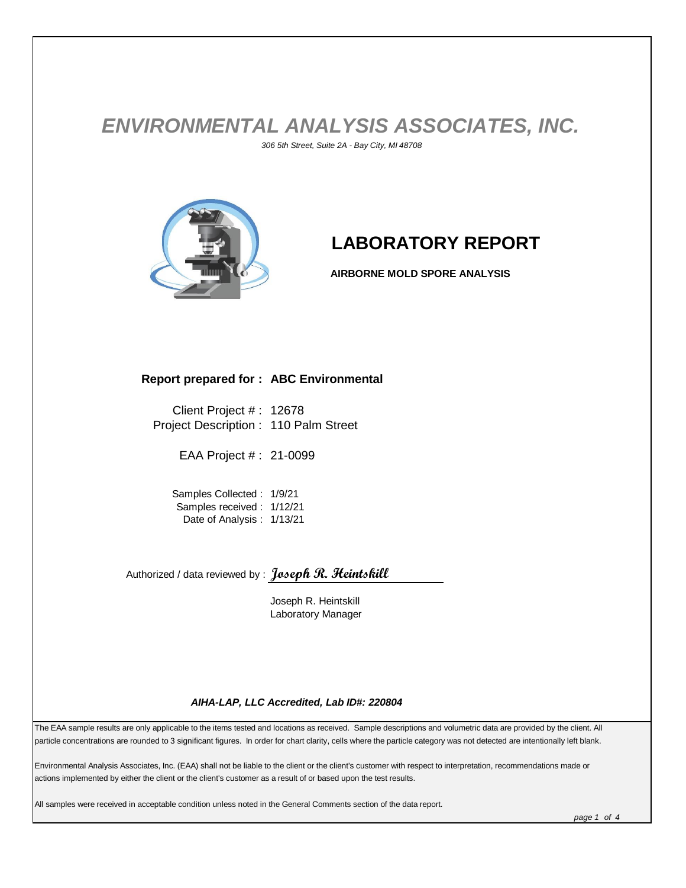# *ENVIRONMENTAL ANALYSIS ASSOCIATES, INC.*

*306 5th Street, Suite 2A - Bay City, MI 48708*

## LABORATORY REPORT

**AIRBORNE MOLD SPORE ANALYSIS**

**Report prepared for : ABC Environmental**

Client Project # : 12678
Project Description : 110 Palm Street

EAA Project # : 21-0099

Samples Collected : 1/9/21
Samples received : 1/12/21
Date of Analysis : 1/13/21

Authorized / data reviewed by : *Joseph R. Heintskill*

Joseph R. Heintskill
Laboratory Manager

***AIHA-LAP, LLC Accredited, Lab ID#: 220804***

The EAA sample results are only applicable to the items tested and locations as received. Sample descriptions and volumetric data are provided by the client. All particle concentrations are rounded to 3 significant figures. In order for chart clarity, cells where the particle category was not detected are intentionally left blank.

Environmental Analysis Associates, Inc. (EAA) shall not be liable to the client or the client's customer with respect to interpretation, recommendations made or actions implemented by either the client or the client's customer as a result of or based upon the test results.

All samples were received in acceptable condition unless noted in the General Comments section of the data report.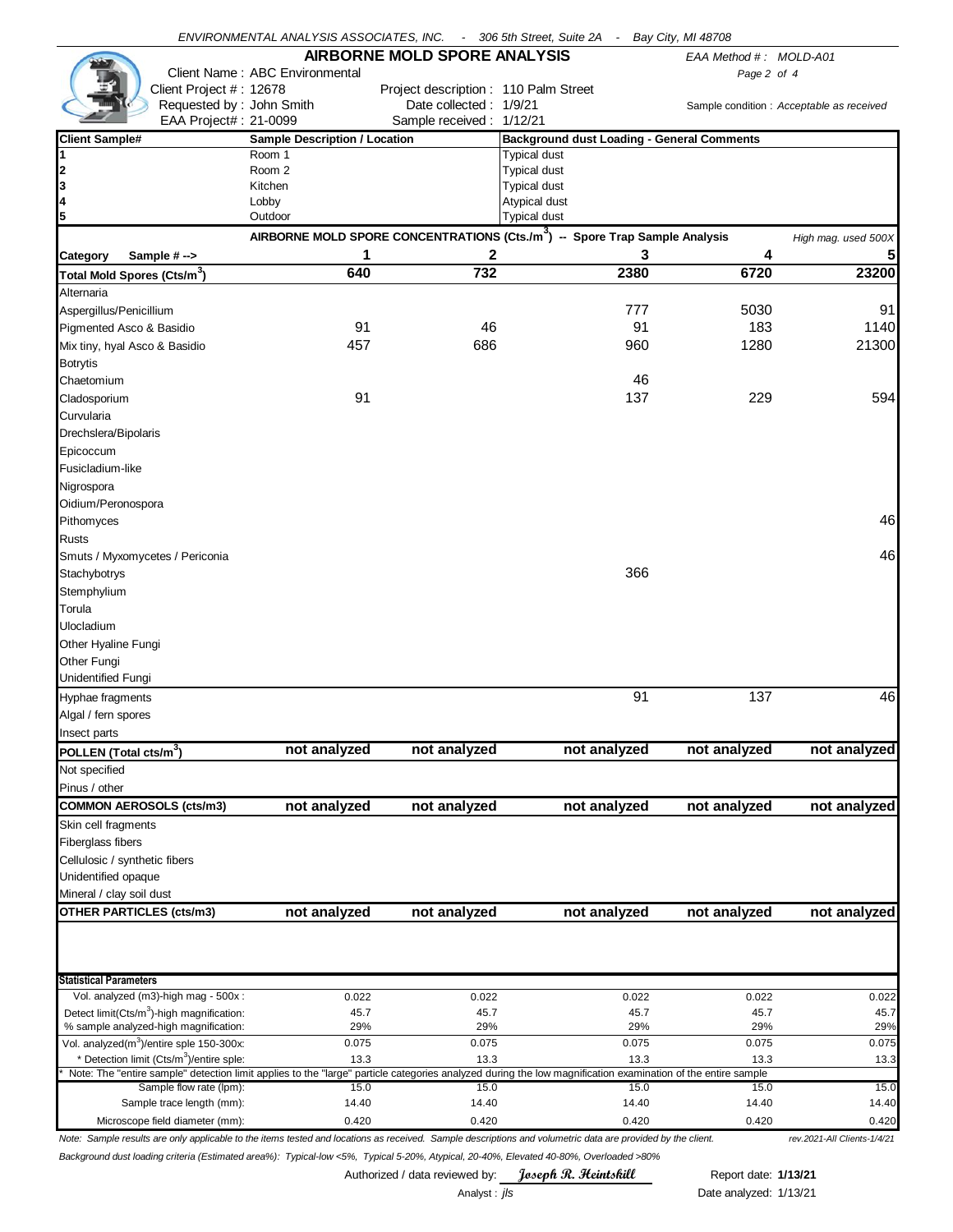ENVIRONMENTAL ANALYSIS ASSOCIATES, INC. - 306 5th Street, Suite 2A - Bay City, MI 48708

# AIRBORNE MOLD SPORE ANALYSIS

EAA Method # : MOLD-A01

Client Name : ABC Environmental
Client Project # : 12678
Requested by : John Smith
EAA Project# : 21-0099

Project description : 110 Palm Street
Date collected : 1/9/21
Sample received : 1/12/21

Sample condition : *Acceptable as received*

| Client Sample# | Sample Description / Location | Background dust Loading - General Comments |
|---|---|---|
| 1 | Room 1 | Typical dust |
| 2 | Room 2 | Typical dust |
| 3 | Kitchen | Typical dust |
| 4 | Lobby | Atypical dust |
| 5 | Outdoor | Typical dust |

**AIRBORNE MOLD SPORE CONCENTRATIONS (Cts./$m^3$) -- Spore Trap Sample Analysis** — *High mag. used 500X*

| Category Sample # --> | 1 | 2 | 3 | 4 | 5 |
|---|---|---|---|---|---|
| **Total Mold Spores (Cts/$m^3$)** | **640** | **732** | **2380** | **6720** | **23200** |
| Alternaria | | | | | |
| Aspergillus/Penicillium | | | 777 | 5030 | 91 |
| Pigmented Asco & Basidio | 91 | 46 | 91 | 183 | 1140 |
| Mix tiny, hyal Asco & Basidio | 457 | 686 | 960 | 1280 | 21300 |
| Botrytis | | | | | |
| Chaetomium | | | 46 | | |
| Cladosporium | 91 | | 137 | 229 | 594 |
| Curvularia | | | | | |
| Drechslera/Bipolaris | | | | | |
| Epicoccum | | | | | |
| Fusicladium-like | | | | | |
| Nigrospora | | | | | |
| Oidium/Peronospora | | | | | |
| Pithomyces | | | | | 46 |
| Rusts | | | | | |
| Smuts / Myxomycetes / Periconia | | | | | 46 |
| Stachybotrys | | | 366 | | |
| Stemphylium | | | | | |
| Torula | | | | | |
| Ulocladium | | | | | |
| Other Hyaline Fungi | | | | | |
| Other Fungi | | | | | |
| Unidentified Fungi | | | | | |
| Hyphae fragments | | | 91 | 137 | 46 |
| Algal / fern spores | | | | | |
| Insect parts | | | | | |
| **POLLEN (Total cts/$m^3$)** | **not analyzed** | **not analyzed** | **not analyzed** | **not analyzed** | **not analyzed** |
| Not specified | | | | | |
| Pinus / other | | | | | |
| **COMMON AEROSOLS (cts/m3)** | **not analyzed** | **not analyzed** | **not analyzed** | **not analyzed** | **not analyzed** |
| Skin cell fragments | | | | | |
| Fiberglass fibers | | | | | |
| Cellulosic / synthetic fibers | | | | | |
| Unidentified opaque | | | | | |
| Mineral / clay soil dust | | | | | |
| **OTHER PARTICLES (cts/m3)** | **not analyzed** | **not analyzed** | **not analyzed** | **not analyzed** | **not analyzed** |
| **Statistical Parameters** | | | | | |
| Vol. analyzed (m3)-high mag - 500x : | 0.022 | 0.022 | 0.022 | 0.022 | 0.022 |
| Detect limit(Cts/$m^3$)-high magnification: | 45.7 | 45.7 | 45.7 | 45.7 | 45.7 |
| % sample analyzed-high magnification: | 29% | 29% | 29% | 29% | 29% |
| Vol. analyzed($m^3$)/entire sple 150-300x: | 0.075 | 0.075 | 0.075 | 0.075 | 0.075 |
| * Detection limit (Cts/$m^3$)/entire sple: | 13.3 | 13.3 | 13.3 | 13.3 | 13.3 |
| Sample flow rate (lpm): | 15.0 | 15.0 | 15.0 | 15.0 | 15.0 |
| Sample trace length (mm): | 14.40 | 14.40 | 14.40 | 14.40 | 14.40 |
| Microscope field diameter (mm): | 0.420 | 0.420 | 0.420 | 0.420 | 0.420 |

* Note: The "entire sample" detection limit applies to the "large" particle categories analyzed during the low magnification examination of the entire sample

*Note: Sample results are only applicable to the items tested and locations as received. Sample descriptions and volumetric data are provided by the client.* — *rev.2021-All Clients-1/4/21*

*Background dust loading criteria (Estimated area%): Typical-low <5%, Typical 5-20%, Atypical, 20-40%, Elevated 40-80%, Overloaded >80%*

Authorized / data reviewed by: *Joseph R. Heintskill* — Report date: **1/13/21**

Analyst : *jls* — Date analyzed: 1/13/21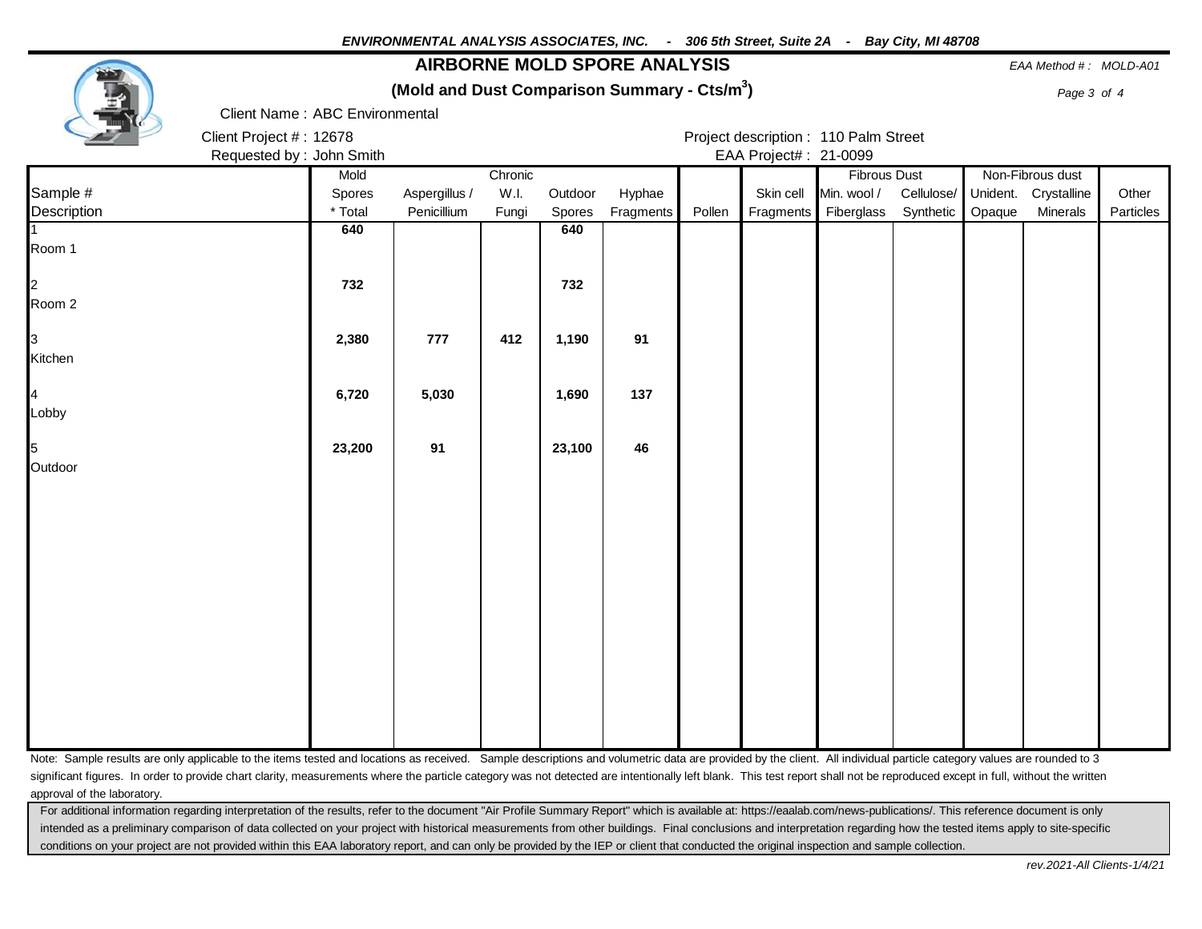ENVIRONMENTAL ANALYSIS ASSOCIATES, INC. - 306 5th Street, Suite 2A - Bay City, MI 48708

# AIRBORNE MOLD SPORE ANALYSIS

## (Mold and Dust Comparison Summary - Cts/m$^3$)

*EAA Method # : MOLD-A01*

Client Name : ABC Environmental

Client Project # : 12678

Requested by : John Smith

Project description : 110 Palm Street

EAA Project# : 21-0099

| Sample # Description | Mold Spores * Total | Aspergillus / Penicillium | Chronic W.I. Fungi | Outdoor Spores | Hyphae Fragments | Pollen | Skin cell Fragments | Fibrous Dust: Min. wool / Fiberglass | Fibrous Dust: Cellulose/ Synthetic | Non-Fibrous dust: Unident. Opaque | Non-Fibrous dust: Crystalline Minerals | Other Particles |
|---|---|---|---|---|---|---|---|---|---|---|---|---|
| 1 Room 1 | **640** | | | **640** | | | | | | | | |
| 2 Room 2 | **732** | | | **732** | | | | | | | | |
| 3 Kitchen | **2,380** | **777** | **412** | **1,190** | **91** | | | | | | | |
| 4 Lobby | **6,720** | **5,030** | | **1,690** | **137** | | | | | | | |
| 5 Outdoor | **23,200** | **91** | | **23,100** | **46** | | | | | | | |

Note: Sample results are only applicable to the items tested and locations as received. Sample descriptions and volumetric data are provided by the client. All individual particle category values are rounded to 3 significant figures. In order to provide chart clarity, measurements where the particle category was not detected are intentionally left blank. This test report shall not be reproduced except in full, without the written approval of the laboratory.

For additional information regarding interpretation of the results, refer to the document "Air Profile Summary Report" which is available at: https://eaalab.com/news-publications/. This reference document is only intended as a preliminary comparison of data collected on your project with historical measurements from other buildings. Final conclusions and interpretation regarding how the tested items apply to site-specific conditions on your project are not provided within this EAA laboratory report, and can only be provided by the IEP or client that conducted the original inspection and sample collection.

*rev.2021-All Clients-1/4/21*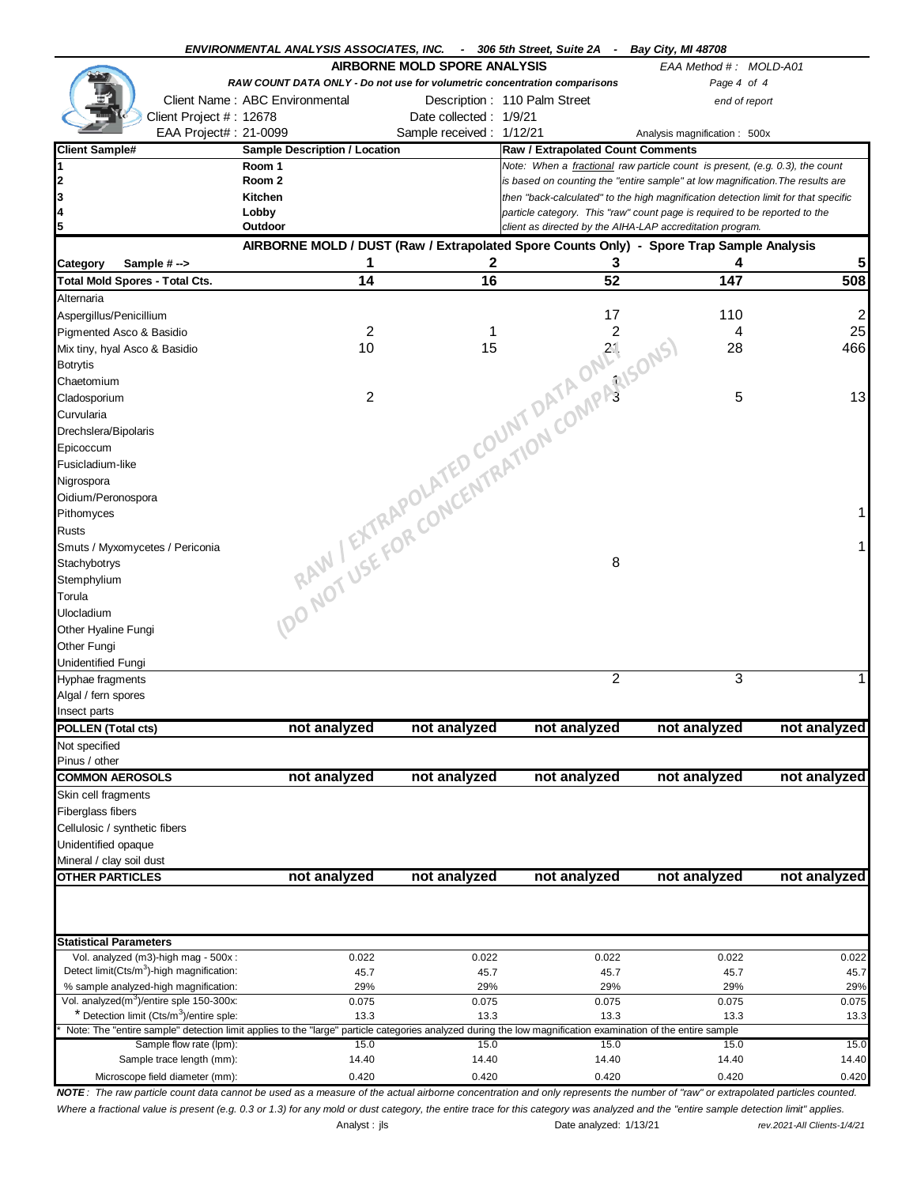**ENVIRONMENTAL ANALYSIS ASSOCIATES, INC. - 306 5th Street, Suite 2A - Bay City, MI 48708**

## AIRBORNE MOLD SPORE ANALYSIS

**RAW COUNT DATA ONLY - Do not use for volumetric concentration comparisons**

EAA Method # : MOLD-A01

end of report

Client Name : ABC Environmental
Client Project # : 12678
EAA Project# : 21-0099

Description : 110 Palm Street
Date collected : 1/9/21
Sample received : 1/12/21

Analysis magnification : 500x

| Client Sample# | Sample Description / Location |
|---|---|
| 1 | Room 1 |
| 2 | Room 2 |
| 3 | Kitchen |
| 4 | Lobby |
| 5 | Outdoor |

**Raw / Extrapolated Count Comments**

*Note: When a fractional raw particle count is present, (e.g. 0.3), the count is based on counting the "entire sample" at low magnification. The results are then "back-calculated" to the high magnification detection limit for that specific particle category. This "raw" count page is required to be reported to the client as directed by the AIHA-LAP accreditation program.*

### AIRBORNE MOLD / DUST (Raw / Extrapolated Spore Counts Only) - Spore Trap Sample Analysis

RAW / EXTRAPOLATED COUNT DATA ONLY (DO NOT USE FOR CONCENTRATION COMPARISONS)

| Category Sample # --> | 1 | 2 | 3 | 4 | 5 |
|---|---|---|---|---|---|
| **Total Mold Spores - Total Cts.** | **14** | **16** | **52** | **147** | **508** |
| Alternaria | | | | | |
| Aspergillus/Penicillium | | | 17 | 110 | 2 |
| Pigmented Asco & Basidio | 2 | 1 | 2 | 4 | 25 |
| Mix tiny, hyal Asco & Basidio | 10 | 15 | 21 | 28 | 466 |
| Botrytis | | | | | |
| Chaetomium | | | 1 | | |
| Cladosporium | 2 | | 3 | 5 | 13 |
| Curvularia | | | | | |
| Drechslera/Bipolaris | | | | | |
| Epicoccum | | | | | |
| Fusicladium-like | | | | | |
| Nigrospora | | | | | |
| Oidium/Peronospora | | | | | |
| Pithomyces | | | | | 1 |
| Rusts | | | | | |
| Smuts / Myxomycetes / Periconia | | | | | 1 |
| Stachybotrys | | | 8 | | |
| Stemphylium | | | | | |
| Torula | | | | | |
| Ulocladium | | | | | |
| Other Hyaline Fungi | | | | | |
| Other Fungi | | | | | |
| Unidentified Fungi | | | | | |
| Hyphae fragments | | | 2 | 3 | 1 |
| Algal / fern spores | | | | | |
| Insect parts | | | | | |
| **POLLEN (Total cts)** | **not analyzed** | **not analyzed** | **not analyzed** | **not analyzed** | **not analyzed** |
| Not specified | | | | | |
| Pinus / other | | | | | |
| **COMMON AEROSOLS** | **not analyzed** | **not analyzed** | **not analyzed** | **not analyzed** | **not analyzed** |
| Skin cell fragments | | | | | |
| Fiberglass fibers | | | | | |
| Cellulosic / synthetic fibers | | | | | |
| Unidentified opaque | | | | | |
| Mineral / clay soil dust | | | | | |
| **OTHER PARTICLES** | **not analyzed** | **not analyzed** | **not analyzed** | **not analyzed** | **not analyzed** |
| **Statistical Parameters** | | | | | |
| Vol. analyzed (m3)-high mag - 500x : | 0.022 | 0.022 | 0.022 | 0.022 | 0.022 |
| Detect limit(Cts/$m^3$)-high magnification: | 45.7 | 45.7 | 45.7 | 45.7 | 45.7 |
| % sample analyzed-high magnification: | 29% | 29% | 29% | 29% | 29% |
| Vol. analyzed($m^3$)/entire sple 150-300x: | 0.075 | 0.075 | 0.075 | 0.075 | 0.075 |
| * Detection limit (Cts/$m^3$)/entire sple: | 13.3 | 13.3 | 13.3 | 13.3 | 13.3 |
| Sample flow rate (lpm): | 15.0 | 15.0 | 15.0 | 15.0 | 15.0 |
| Sample trace length (mm): | 14.40 | 14.40 | 14.40 | 14.40 | 14.40 |
| Microscope field diameter (mm): | 0.420 | 0.420 | 0.420 | 0.420 | 0.420 |

\* Note: The "entire sample" detection limit applies to the "large" particle categories analyzed during the low magnification examination of the entire sample

***NOTE**: The raw particle count data cannot be used as a measure of the actual airborne concentration and only represents the number of "raw" or extrapolated particles counted. Where a fractional value is present (e.g. 0.3 or 1.3) for any mold or dust category, the entire trace for this category was analyzed and the "entire sample detection limit" applies.*

Analyst : jls    Date analyzed: 1/13/21    rev.2021-All Clients-1/4/21